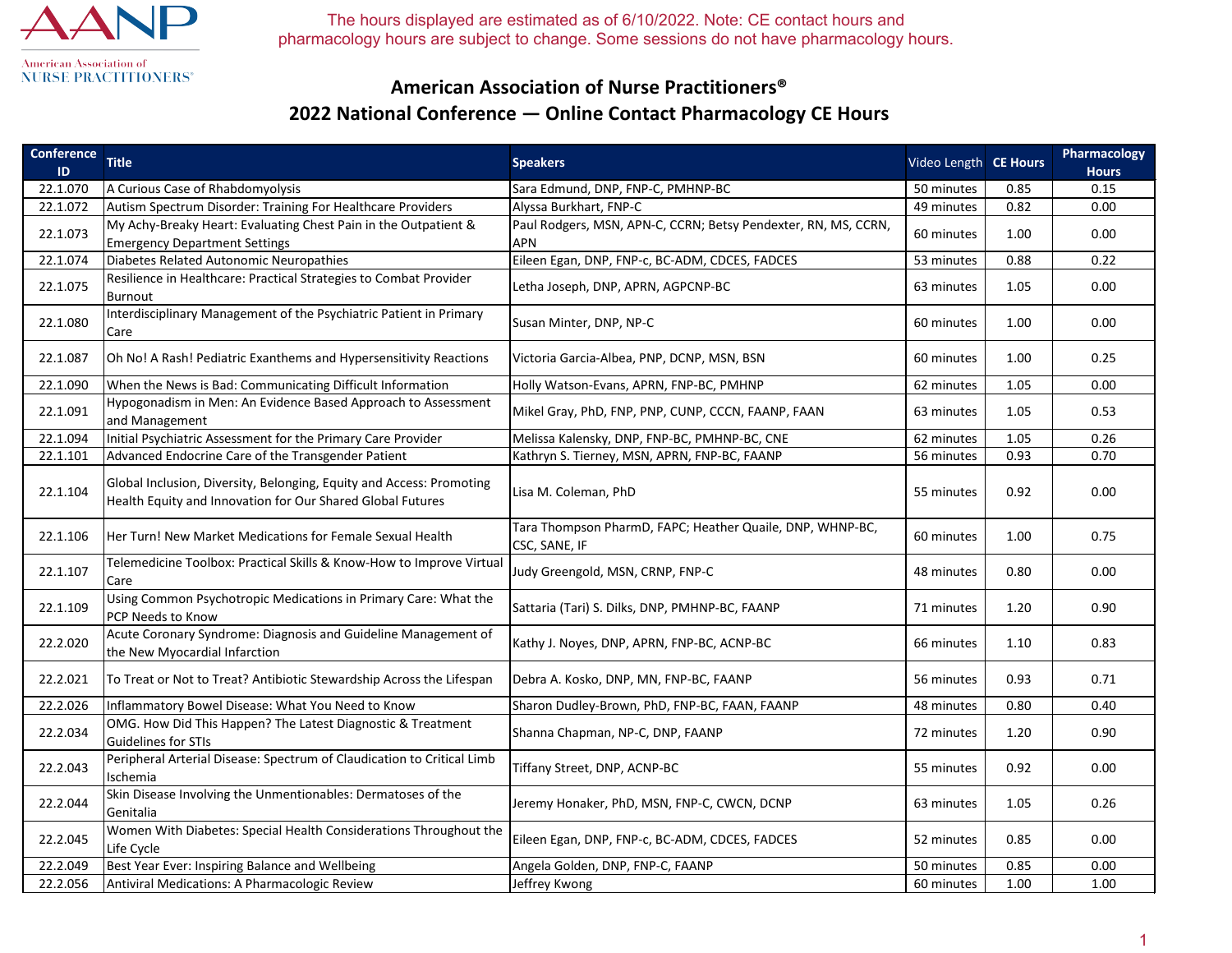The hours displayed are estimated as of 6/10/2022. Note: CE contact hours and pharmacology hours are subject to change. Some sessions do not have pharmacology hours.

## American Association of Nurse Practitioners®
## 2022 National Conference — Online Contact Pharmacology CE Hours

| Conference ID | Title | Speakers | Video Length | CE Hours | Pharmacology Hours |
|---|---|---|---|---|---|
| 22.1.070 | A Curious Case of Rhabdomyolysis | Sara Edmund, DNP, FNP-C, PMHNP-BC | 50 minutes | 0.85 | 0.15 |
| 22.1.072 | Autism Spectrum Disorder: Training For Healthcare Providers | Alyssa Burkhart, FNP-C | 49 minutes | 0.82 | 0.00 |
| 22.1.073 | My Achy-Breaky Heart: Evaluating Chest Pain in the Outpatient & Emergency Department Settings | Paul Rodgers, MSN, APN-C, CCRN; Betsy Pendexter, RN, MS, CCRN, APN | 60 minutes | 1.00 | 0.00 |
| 22.1.074 | Diabetes Related Autonomic Neuropathies | Eileen Egan, DNP, FNP-c, BC-ADM, CDCES, FADCES | 53 minutes | 0.88 | 0.22 |
| 22.1.075 | Resilience in Healthcare: Practical Strategies to Combat Provider Burnout | Letha Joseph, DNP, APRN, AGPCNP-BC | 63 minutes | 1.05 | 0.00 |
| 22.1.080 | Interdisciplinary Management of the Psychiatric Patient in Primary Care | Susan Minter, DNP, NP-C | 60 minutes | 1.00 | 0.00 |
| 22.1.087 | Oh No! A Rash! Pediatric Exanthems and Hypersensitivity Reactions | Victoria Garcia-Albea, PNP, DCNP, MSN, BSN | 60 minutes | 1.00 | 0.25 |
| 22.1.090 | When the News is Bad: Communicating Difficult Information | Holly Watson-Evans, APRN, FNP-BC, PMHNP | 62 minutes | 1.05 | 0.00 |
| 22.1.091 | Hypogonadism in Men: An Evidence Based Approach to Assessment and Management | Mikel Gray, PhD, FNP, PNP, CUNP, CCCN, FAANP, FAAN | 63 minutes | 1.05 | 0.53 |
| 22.1.094 | Initial Psychiatric Assessment for the Primary Care Provider | Melissa Kalensky, DNP, FNP-BC, PMHNP-BC, CNE | 62 minutes | 1.05 | 0.26 |
| 22.1.101 | Advanced Endocrine Care of the Transgender Patient | Kathryn S. Tierney, MSN, APRN, FNP-BC, FAANP | 56 minutes | 0.93 | 0.70 |
| 22.1.104 | Global Inclusion, Diversity, Belonging, Equity and Access: Promoting Health Equity and Innovation for Our Shared Global Futures | Lisa M. Coleman, PhD | 55 minutes | 0.92 | 0.00 |
| 22.1.106 | Her Turn! New Market Medications for Female Sexual Health | Tara Thompson PharmD, FAPC; Heather Quaile, DNP, WHNP-BC, CSC, SANE, IF | 60 minutes | 1.00 | 0.75 |
| 22.1.107 | Telemedicine Toolbox: Practical Skills & Know-How to Improve Virtual Care | Judy Greengold, MSN, CRNP, FNP-C | 48 minutes | 0.80 | 0.00 |
| 22.1.109 | Using Common Psychotropic Medications in Primary Care: What the PCP Needs to Know | Sattaria (Tari) S. Dilks, DNP, PMHNP-BC, FAANP | 71 minutes | 1.20 | 0.90 |
| 22.2.020 | Acute Coronary Syndrome: Diagnosis and Guideline Management of the New Myocardial Infarction | Kathy J. Noyes, DNP, APRN, FNP-BC, ACNP-BC | 66 minutes | 1.10 | 0.83 |
| 22.2.021 | To Treat or Not to Treat? Antibiotic Stewardship Across the Lifespan | Debra A. Kosko, DNP, MN, FNP-BC, FAANP | 56 minutes | 0.93 | 0.71 |
| 22.2.026 | Inflammatory Bowel Disease: What You Need to Know | Sharon Dudley-Brown, PhD, FNP-BC, FAAN, FAANP | 48 minutes | 0.80 | 0.40 |
| 22.2.034 | OMG. How Did This Happen? The Latest Diagnostic & Treatment Guidelines for STIs | Shanna Chapman, NP-C, DNP, FAANP | 72 minutes | 1.20 | 0.90 |
| 22.2.043 | Peripheral Arterial Disease: Spectrum of Claudication to Critical Limb Ischemia | Tiffany Street, DNP, ACNP-BC | 55 minutes | 0.92 | 0.00 |
| 22.2.044 | Skin Disease Involving the Unmentionables: Dermatoses of the Genitalia | Jeremy Honaker, PhD, MSN, FNP-C, CWCN, DCNP | 63 minutes | 1.05 | 0.26 |
| 22.2.045 | Women With Diabetes: Special Health Considerations Throughout the Life Cycle | Eileen Egan, DNP, FNP-c, BC-ADM, CDCES, FADCES | 52 minutes | 0.85 | 0.00 |
| 22.2.049 | Best Year Ever: Inspiring Balance and Wellbeing | Angela Golden, DNP, FNP-C, FAANP | 50 minutes | 0.85 | 0.00 |
| 22.2.056 | Antiviral Medications: A Pharmacologic Review | Jeffrey Kwong | 60 minutes | 1.00 | 1.00 |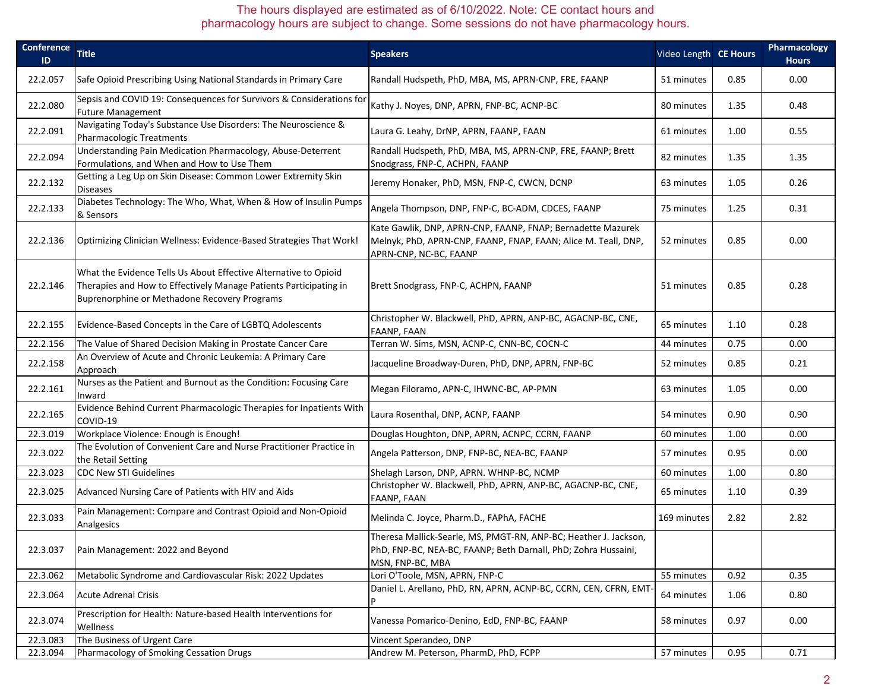The hours displayed are estimated as of 6/10/2022. Note: CE contact hours and pharmacology hours are subject to change. Some sessions do not have pharmacology hours.

| Conference ID | Title | Speakers | Video Length | CE Hours | Pharmacology Hours |
|---|---|---|---|---|---|
| 22.2.057 | Safe Opioid Prescribing Using National Standards in Primary Care | Randall Hudspeth, PhD, MBA, MS, APRN-CNP, FRE, FAANP | 51 minutes | 0.85 | 0.00 |
| 22.2.080 | Sepsis and COVID 19: Consequences for Survivors & Considerations for Future Management | Kathy J. Noyes, DNP, APRN, FNP-BC, ACNP-BC | 80 minutes | 1.35 | 0.48 |
| 22.2.091 | Navigating Today's Substance Use Disorders: The Neuroscience & Pharmacologic Treatments | Laura G. Leahy, DrNP, APRN, FAANP, FAAN | 61 minutes | 1.00 | 0.55 |
| 22.2.094 | Understanding Pain Medication Pharmacology, Abuse-Deterrent Formulations, and When and How to Use Them | Randall Hudspeth, PhD, MBA, MS, APRN-CNP, FRE, FAANP; Brett Snodgrass, FNP-C, ACHPN, FAANP | 82 minutes | 1.35 | 1.35 |
| 22.2.132 | Getting a Leg Up on Skin Disease: Common Lower Extremity Skin Diseases | Jeremy Honaker, PhD, MSN, FNP-C, CWCN, DCNP | 63 minutes | 1.05 | 0.26 |
| 22.2.133 | Diabetes Technology: The Who, What, When & How of Insulin Pumps & Sensors | Angela Thompson, DNP, FNP-C, BC-ADM, CDCES, FAANP | 75 minutes | 1.25 | 0.31 |
| 22.2.136 | Optimizing Clinician Wellness: Evidence-Based Strategies That Work! | Kate Gawlik, DNP, APRN-CNP, FAANP, FNAP; Bernadette Mazurek Melnyk, PhD, APRN-CNP, FAANP, FNAP, FAAN; Alice M. Teall, DNP, APRN-CNP, NC-BC, FAANP | 52 minutes | 0.85 | 0.00 |
| 22.2.146 | What the Evidence Tells Us About Effective Alternative to Opioid Therapies and How to Effectively Manage Patients Participating in Buprenorphine or Methadone Recovery Programs | Brett Snodgrass, FNP-C, ACHPN, FAANP | 51 minutes | 0.85 | 0.28 |
| 22.2.155 | Evidence-Based Concepts in the Care of LGBTQ Adolescents | Christopher W. Blackwell, PhD, APRN, ANP-BC, AGACNP-BC, CNE, FAANP, FAAN | 65 minutes | 1.10 | 0.28 |
| 22.2.156 | The Value of Shared Decision Making in Prostate Cancer Care | Terran W. Sims, MSN, ACNP-C, CNN-BC, COCN-C | 44 minutes | 0.75 | 0.00 |
| 22.2.158 | An Overview of Acute and Chronic Leukemia: A Primary Care Approach | Jacqueline Broadway-Duren, PhD, DNP, APRN, FNP-BC | 52 minutes | 0.85 | 0.21 |
| 22.2.161 | Nurses as the Patient and Burnout as the Condition: Focusing Care Inward | Megan Filoramo, APN-C, IHWNC-BC, AP-PMN | 63 minutes | 1.05 | 0.00 |
| 22.2.165 | Evidence Behind Current Pharmacologic Therapies for Inpatients With COVID-19 | Laura Rosenthal, DNP, ACNP, FAANP | 54 minutes | 0.90 | 0.90 |
| 22.3.019 | Workplace Violence: Enough is Enough! | Douglas Houghton, DNP, APRN, ACNPC, CCRN, FAANP | 60 minutes | 1.00 | 0.00 |
| 22.3.022 | The Evolution of Convenient Care and Nurse Practitioner Practice in the Retail Setting | Angela Patterson, DNP, FNP-BC, NEA-BC, FAANP | 57 minutes | 0.95 | 0.00 |
| 22.3.023 | CDC New STI Guidelines | Shelagh Larson, DNP, APRN. WHNP-BC, NCMP | 60 minutes | 1.00 | 0.80 |
| 22.3.025 | Advanced Nursing Care of Patients with HIV and Aids | Christopher W. Blackwell, PhD, APRN, ANP-BC, AGACNP-BC, CNE, FAANP, FAAN | 65 minutes | 1.10 | 0.39 |
| 22.3.033 | Pain Management: Compare and Contrast Opioid and Non-Opioid Analgesics | Melinda C. Joyce, Pharm.D., FAPhA, FACHE | 169 minutes | 2.82 | 2.82 |
| 22.3.037 | Pain Management: 2022 and Beyond | Theresa Mallick-Searle, MS, PMGT-RN, ANP-BC; Heather J. Jackson, PhD, FNP-BC, NEA-BC, FAANP; Beth Darnall, PhD; Zohra Hussaini, MSN, FNP-BC, MBA | | | |
| 22.3.062 | Metabolic Syndrome and Cardiovascular Risk: 2022 Updates | Lori O'Toole, MSN, APRN, FNP-C | 55 minutes | 0.92 | 0.35 |
| 22.3.064 | Acute Adrenal Crisis | Daniel L. Arellano, PhD, RN, APRN, ACNP-BC, CCRN, CEN, CFRN, EMT-P | 64 minutes | 1.06 | 0.80 |
| 22.3.074 | Prescription for Health: Nature-based Health Interventions for Wellness | Vanessa Pomarico-Denino, EdD, FNP-BC, FAANP | 58 minutes | 0.97 | 0.00 |
| 22.3.083 | The Business of Urgent Care | Vincent Sperandeo, DNP | | | |
| 22.3.094 | Pharmacology of Smoking Cessation Drugs | Andrew M. Peterson, PharmD, PhD, FCPP | 57 minutes | 0.95 | 0.71 |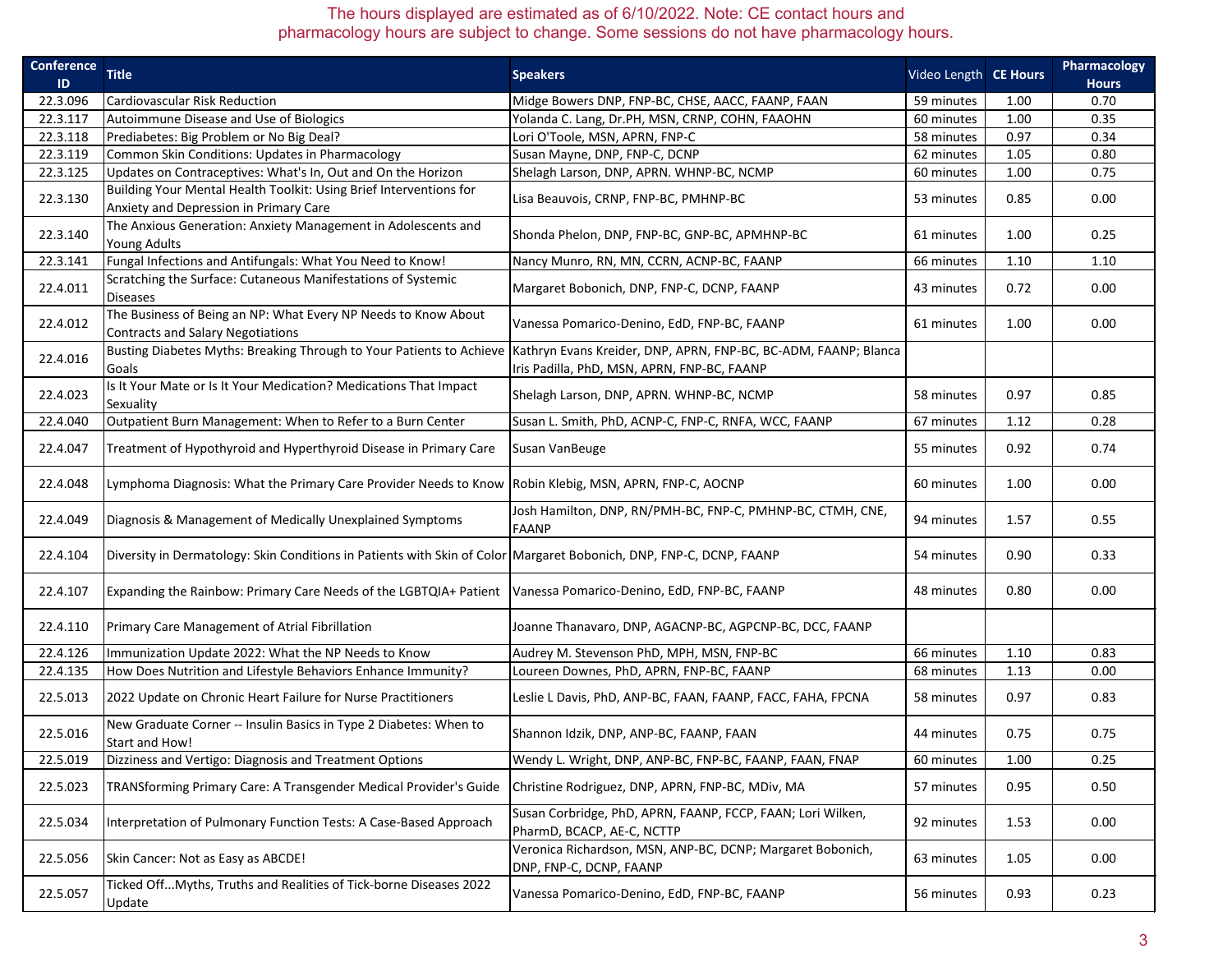The hours displayed are estimated as of 6/10/2022. Note: CE contact hours and pharmacology hours are subject to change. Some sessions do not have pharmacology hours.

| Conference ID | Title | Speakers | Video Length | CE Hours | Pharmacology Hours |
|---|---|---|---|---|---|
| 22.3.096 | Cardiovascular Risk Reduction | Midge Bowers DNP, FNP-BC, CHSE, AACC, FAANP, FAAN | 59 minutes | 1.00 | 0.70 |
| 22.3.117 | Autoimmune Disease and Use of Biologics | Yolanda C. Lang, Dr.PH, MSN, CRNP, COHN, FAAOHN | 60 minutes | 1.00 | 0.35 |
| 22.3.118 | Prediabetes: Big Problem or No Big Deal? | Lori O'Toole, MSN, APRN, FNP-C | 58 minutes | 0.97 | 0.34 |
| 22.3.119 | Common Skin Conditions: Updates in Pharmacology | Susan Mayne, DNP, FNP-C, DCNP | 62 minutes | 1.05 | 0.80 |
| 22.3.125 | Updates on Contraceptives: What's In, Out and On the Horizon | Shelagh Larson, DNP, APRN. WHNP-BC, NCMP | 60 minutes | 1.00 | 0.75 |
| 22.3.130 | Building Your Mental Health Toolkit: Using Brief Interventions for Anxiety and Depression in Primary Care | Lisa Beauvois, CRNP, FNP-BC, PMHNP-BC | 53 minutes | 0.85 | 0.00 |
| 22.3.140 | The Anxious Generation: Anxiety Management in Adolescents and Young Adults | Shonda Phelon, DNP, FNP-BC, GNP-BC, APMHNP-BC | 61 minutes | 1.00 | 0.25 |
| 22.3.141 | Fungal Infections and Antifungals: What You Need to Know! | Nancy Munro, RN, MN, CCRN, ACNP-BC, FAANP | 66 minutes | 1.10 | 1.10 |
| 22.4.011 | Scratching the Surface: Cutaneous Manifestations of Systemic Diseases | Margaret Bobonich, DNP, FNP-C, DCNP, FAANP | 43 minutes | 0.72 | 0.00 |
| 22.4.012 | The Business of Being an NP: What Every NP Needs to Know About Contracts and Salary Negotiations | Vanessa Pomarico-Denino, EdD, FNP-BC, FAANP | 61 minutes | 1.00 | 0.00 |
| 22.4.016 | Busting Diabetes Myths: Breaking Through to Your Patients to Achieve Goals | Kathryn Evans Kreider, DNP, APRN, FNP-BC, BC-ADM, FAANP; Blanca Iris Padilla, PhD, MSN, APRN, FNP-BC, FAANP | | | |
| 22.4.023 | Is It Your Mate or Is It Your Medication? Medications That Impact Sexuality | Shelagh Larson, DNP, APRN. WHNP-BC, NCMP | 58 minutes | 0.97 | 0.85 |
| 22.4.040 | Outpatient Burn Management: When to Refer to a Burn Center | Susan L. Smith, PhD, ACNP-C, FNP-C, RNFA, WCC, FAANP | 67 minutes | 1.12 | 0.28 |
| 22.4.047 | Treatment of Hypothyroid and Hyperthyroid Disease in Primary Care | Susan VanBeuge | 55 minutes | 0.92 | 0.74 |
| 22.4.048 | Lymphoma Diagnosis: What the Primary Care Provider Needs to Know | Robin Klebig, MSN, APRN, FNP-C, AOCNP | 60 minutes | 1.00 | 0.00 |
| 22.4.049 | Diagnosis & Management of Medically Unexplained Symptoms | Josh Hamilton, DNP, RN/PMH-BC, FNP-C, PMHNP-BC, CTMH, CNE, FAANP | 94 minutes | 1.57 | 0.55 |
| 22.4.104 | Diversity in Dermatology: Skin Conditions in Patients with Skin of Color | Margaret Bobonich, DNP, FNP-C, DCNP, FAANP | 54 minutes | 0.90 | 0.33 |
| 22.4.107 | Expanding the Rainbow: Primary Care Needs of the LGBTQIA+ Patient | Vanessa Pomarico-Denino, EdD, FNP-BC, FAANP | 48 minutes | 0.80 | 0.00 |
| 22.4.110 | Primary Care Management of Atrial Fibrillation | Joanne Thanavaro, DNP, AGACNP-BC, AGPCNP-BC, DCC, FAANP | | | |
| 22.4.126 | Immunization Update 2022: What the NP Needs to Know | Audrey M. Stevenson PhD, MPH, MSN, FNP-BC | 66 minutes | 1.10 | 0.83 |
| 22.4.135 | How Does Nutrition and Lifestyle Behaviors Enhance Immunity? | Loureen Downes, PhD, APRN, FNP-BC, FAANP | 68 minutes | 1.13 | 0.00 |
| 22.5.013 | 2022 Update on Chronic Heart Failure for Nurse Practitioners | Leslie L Davis, PhD, ANP-BC, FAAN, FAANP, FACC, FAHA, FPCNA | 58 minutes | 0.97 | 0.83 |
| 22.5.016 | New Graduate Corner -- Insulin Basics in Type 2 Diabetes: When to Start and How! | Shannon Idzik, DNP, ANP-BC, FAANP, FAAN | 44 minutes | 0.75 | 0.75 |
| 22.5.019 | Dizziness and Vertigo: Diagnosis and Treatment Options | Wendy L. Wright, DNP, ANP-BC, FNP-BC, FAANP, FAAN, FNAP | 60 minutes | 1.00 | 0.25 |
| 22.5.023 | TRANSforming Primary Care: A Transgender Medical Provider's Guide | Christine Rodriguez, DNP, APRN, FNP-BC, MDiv, MA | 57 minutes | 0.95 | 0.50 |
| 22.5.034 | Interpretation of Pulmonary Function Tests: A Case-Based Approach | Susan Corbridge, PhD, APRN, FAANP, FCCP, FAAN; Lori Wilken, PharmD, BCACP, AE-C, NCTTP | 92 minutes | 1.53 | 0.00 |
| 22.5.056 | Skin Cancer: Not as Easy as ABCDE! | Veronica Richardson, MSN, ANP-BC, DCNP; Margaret Bobonich, DNP, FNP-C, DCNP, FAANP | 63 minutes | 1.05 | 0.00 |
| 22.5.057 | Ticked Off...Myths, Truths and Realities of Tick-borne Diseases 2022 Update | Vanessa Pomarico-Denino, EdD, FNP-BC, FAANP | 56 minutes | 0.93 | 0.23 |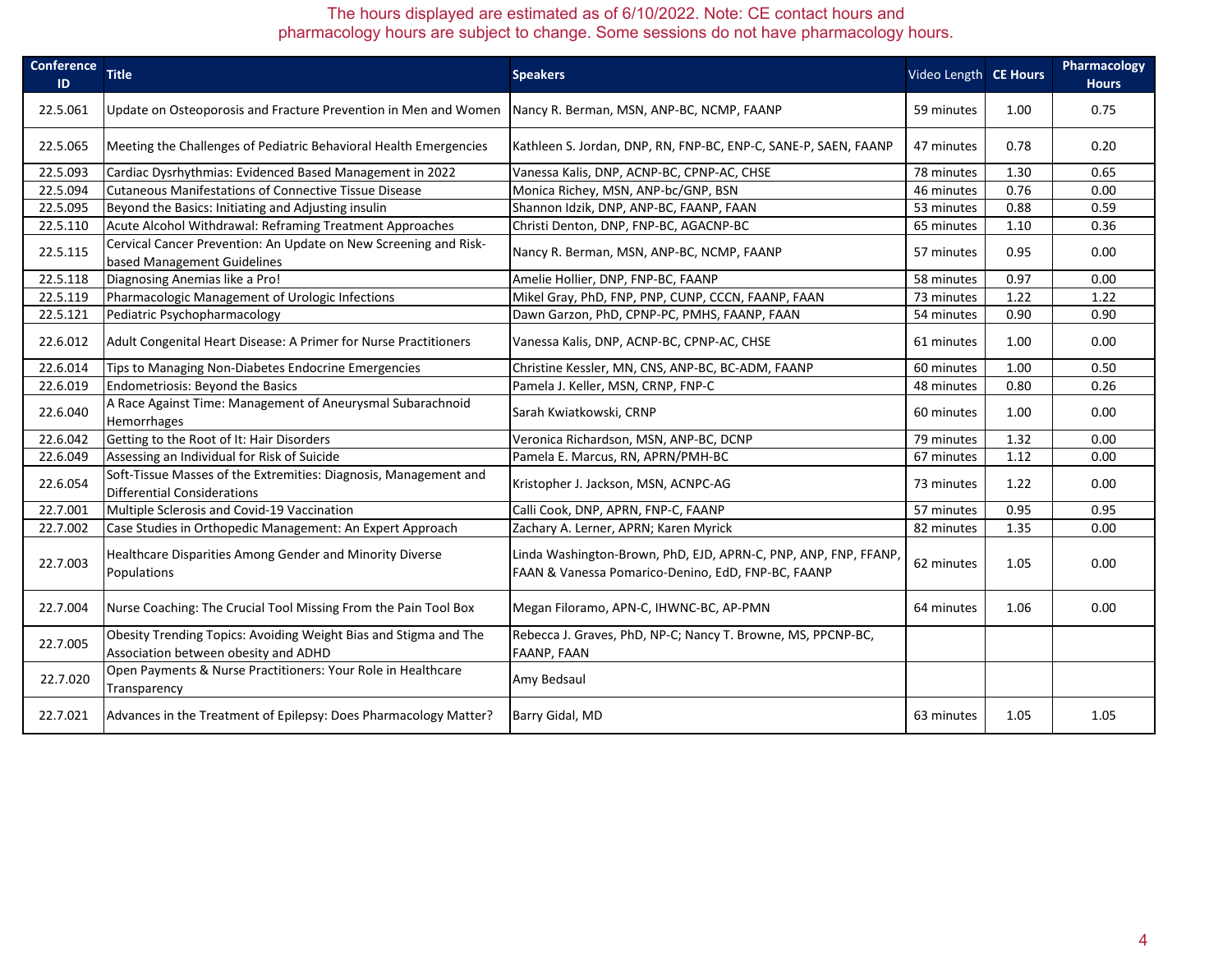The hours displayed are estimated as of 6/10/2022. Note: CE contact hours and pharmacology hours are subject to change. Some sessions do not have pharmacology hours.

| Conference ID | Title | Speakers | Video Length | CE Hours | Pharmacology Hours |
|---|---|---|---|---|---|
| 22.5.061 | Update on Osteoporosis and Fracture Prevention in Men and Women | Nancy R. Berman, MSN, ANP-BC, NCMP, FAANP | 59 minutes | 1.00 | 0.75 |
| 22.5.065 | Meeting the Challenges of Pediatric Behavioral Health Emergencies | Kathleen S. Jordan, DNP, RN, FNP-BC, ENP-C, SANE-P, SAEN, FAANP | 47 minutes | 0.78 | 0.20 |
| 22.5.093 | Cardiac Dysrhythmias: Evidenced Based Management in 2022 | Vanessa Kalis, DNP, ACNP-BC, CPNP-AC, CHSE | 78 minutes | 1.30 | 0.65 |
| 22.5.094 | Cutaneous Manifestations of Connective Tissue Disease | Monica Richey, MSN, ANP-bc/GNP, BSN | 46 minutes | 0.76 | 0.00 |
| 22.5.095 | Beyond the Basics: Initiating and Adjusting insulin | Shannon Idzik, DNP, ANP-BC, FAANP, FAAN | 53 minutes | 0.88 | 0.59 |
| 22.5.110 | Acute Alcohol Withdrawal: Reframing Treatment Approaches | Christi Denton, DNP, FNP-BC, AGACNP-BC | 65 minutes | 1.10 | 0.36 |
| 22.5.115 | Cervical Cancer Prevention: An Update on New Screening and Risk-based Management Guidelines | Nancy R. Berman, MSN, ANP-BC, NCMP, FAANP | 57 minutes | 0.95 | 0.00 |
| 22.5.118 | Diagnosing Anemias like a Pro! | Amelie Hollier, DNP, FNP-BC, FAANP | 58 minutes | 0.97 | 0.00 |
| 22.5.119 | Pharmacologic Management of Urologic Infections | Mikel Gray, PhD, FNP, PNP, CUNP, CCCN, FAANP, FAAN | 73 minutes | 1.22 | 1.22 |
| 22.5.121 | Pediatric Psychopharmacology | Dawn Garzon, PhD, CPNP-PC, PMHS, FAANP, FAAN | 54 minutes | 0.90 | 0.90 |
| 22.6.012 | Adult Congenital Heart Disease: A Primer for Nurse Practitioners | Vanessa Kalis, DNP, ACNP-BC, CPNP-AC, CHSE | 61 minutes | 1.00 | 0.00 |
| 22.6.014 | Tips to Managing Non-Diabetes Endocrine Emergencies | Christine Kessler, MN, CNS, ANP-BC, BC-ADM, FAANP | 60 minutes | 1.00 | 0.50 |
| 22.6.019 | Endometriosis: Beyond the Basics | Pamela J. Keller, MSN, CRNP, FNP-C | 48 minutes | 0.80 | 0.26 |
| 22.6.040 | A Race Against Time: Management of Aneurysmal Subarachnoid Hemorrhages | Sarah Kwiatkowski, CRNP | 60 minutes | 1.00 | 0.00 |
| 22.6.042 | Getting to the Root of It: Hair Disorders | Veronica Richardson, MSN, ANP-BC, DCNP | 79 minutes | 1.32 | 0.00 |
| 22.6.049 | Assessing an Individual for Risk of Suicide | Pamela E. Marcus, RN, APRN/PMH-BC | 67 minutes | 1.12 | 0.00 |
| 22.6.054 | Soft-Tissue Masses of the Extremities: Diagnosis, Management and Differential Considerations | Kristopher J. Jackson, MSN, ACNPC-AG | 73 minutes | 1.22 | 0.00 |
| 22.7.001 | Multiple Sclerosis and Covid-19 Vaccination | Calli Cook, DNP, APRN, FNP-C, FAANP | 57 minutes | 0.95 | 0.95 |
| 22.7.002 | Case Studies in Orthopedic Management: An Expert Approach | Zachary A. Lerner, APRN; Karen Myrick | 82 minutes | 1.35 | 0.00 |
| 22.7.003 | Healthcare Disparities Among Gender and Minority Diverse Populations | Linda Washington-Brown, PhD, EJD, APRN-C, PNP, ANP, FNP, FFANP, FAAN & Vanessa Pomarico-Denino, EdD, FNP-BC, FAANP | 62 minutes | 1.05 | 0.00 |
| 22.7.004 | Nurse Coaching: The Crucial Tool Missing From the Pain Tool Box | Megan Filoramo, APN-C, IHWNC-BC, AP-PMN | 64 minutes | 1.06 | 0.00 |
| 22.7.005 | Obesity Trending Topics: Avoiding Weight Bias and Stigma and The Association between obesity and ADHD | Rebecca J. Graves, PhD, NP-C; Nancy T. Browne, MS, PPCNP-BC, FAANP, FAAN | | | |
| 22.7.020 | Open Payments & Nurse Practitioners: Your Role in Healthcare Transparency | Amy Bedsaul | | | |
| 22.7.021 | Advances in the Treatment of Epilepsy: Does Pharmacology Matter? | Barry Gidal, MD | 63 minutes | 1.05 | 1.05 |